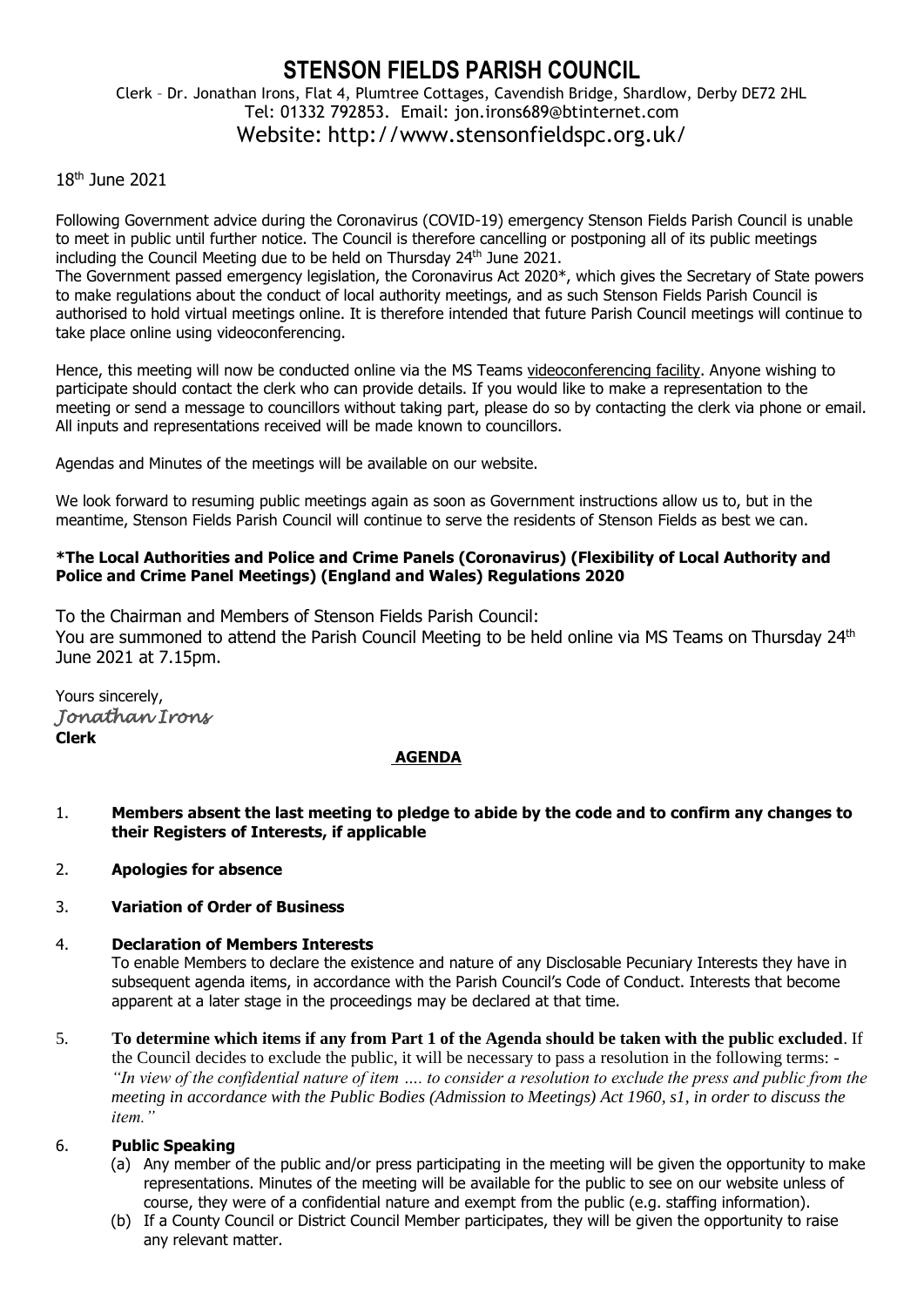# STENSON FIELDS PARISH COUNCIL

Clerk – Dr. Jonathan Irons, Flat 4, Plumtree Cottages, Cavendish Bridge, Shardlow, Derby DE72 2HL
Tel: 01332 792853. Email: jon.irons689@btinternet.com
Website: http://www.stensonfieldspc.org.uk/

18th June 2021

Following Government advice during the Coronavirus (COVID-19) emergency Stenson Fields Parish Council is unable to meet in public until further notice. The Council is therefore cancelling or postponing all of its public meetings including the Council Meeting due to be held on Thursday 24th June 2021.
The Government passed emergency legislation, the Coronavirus Act 2020*, which gives the Secretary of State powers to make regulations about the conduct of local authority meetings, and as such Stenson Fields Parish Council is authorised to hold virtual meetings online. It is therefore intended that future Parish Council meetings will continue to take place online using videoconferencing.

Hence, this meeting will now be conducted online via the MS Teams videoconferencing facility. Anyone wishing to participate should contact the clerk who can provide details. If you would like to make a representation to the meeting or send a message to councillors without taking part, please do so by contacting the clerk via phone or email. All inputs and representations received will be made known to councillors.

Agendas and Minutes of the meetings will be available on our website.

We look forward to resuming public meetings again as soon as Government instructions allow us to, but in the meantime, Stenson Fields Parish Council will continue to serve the residents of Stenson Fields as best we can.

**\*The Local Authorities and Police and Crime Panels (Coronavirus) (Flexibility of Local Authority and Police and Crime Panel Meetings) (England and Wales) Regulations 2020**

To the Chairman and Members of Stenson Fields Parish Council:
You are summoned to attend the Parish Council Meeting to be held online via MS Teams on Thursday 24th June 2021 at 7.15pm.

Yours sincerely,
*Jonathan Irons*
**Clerk**

## AGENDA

1. **Members absent the last meeting to pledge to abide by the code and to confirm any changes to their Registers of Interests, if applicable**

2. **Apologies for absence**

3. **Variation of Order of Business**

4. **Declaration of Members Interests**
   To enable Members to declare the existence and nature of any Disclosable Pecuniary Interests they have in subsequent agenda items, in accordance with the Parish Council's Code of Conduct. Interests that become apparent at a later stage in the proceedings may be declared at that time.

5. **To determine which items if any from Part 1 of the Agenda should be taken with the public excluded**. If the Council decides to exclude the public, it will be necessary to pass a resolution in the following terms: - *"In view of the confidential nature of item …. to consider a resolution to exclude the press and public from the meeting in accordance with the Public Bodies (Admission to Meetings) Act 1960, s1, in order to discuss the item."*

6. **Public Speaking**
   (a) Any member of the public and/or press participating in the meeting will be given the opportunity to make representations. Minutes of the meeting will be available for the public to see on our website unless of course, they were of a confidential nature and exempt from the public (e.g. staffing information).
   (b) If a County Council or District Council Member participates, they will be given the opportunity to raise any relevant matter.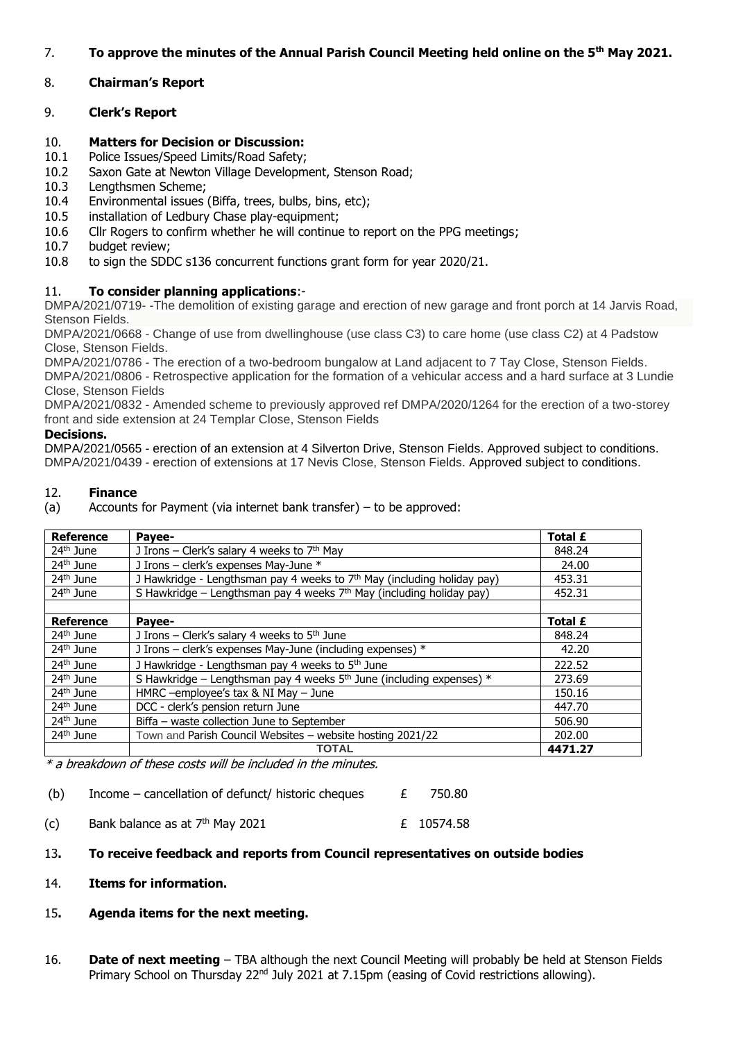7. **To approve the minutes of the Annual Parish Council Meeting held online on the 5th May 2021.**

8. **Chairman's Report**

9. **Clerk's Report**

10. **Matters for Decision or Discussion:**

10.1 Police Issues/Speed Limits/Road Safety;
10.2 Saxon Gate at Newton Village Development, Stenson Road;
10.3 Lengthsmen Scheme;
10.4 Environmental issues (Biffa, trees, bulbs, bins, etc);
10.5 installation of Ledbury Chase play-equipment;
10.6 Cllr Rogers to confirm whether he will continue to report on the PPG meetings;
10.7 budget review;
10.8 to sign the SDDC s136 concurrent functions grant form for year 2020/21.

11. **To consider planning applications**:-

DMPA/2021/0719- -The demolition of existing garage and erection of new garage and front porch at 14 Jarvis Road, Stenson Fields.
DMPA/2021/0668 - Change of use from dwellinghouse (use class C3) to care home (use class C2) at 4 Padstow Close, Stenson Fields.
DMPA/2021/0786 - The erection of a two-bedroom bungalow at Land adjacent to 7 Tay Close, Stenson Fields.
DMPA/2021/0806 - Retrospective application for the formation of a vehicular access and a hard surface at 3 Lundie Close, Stenson Fields
DMPA/2021/0832 - Amended scheme to previously approved ref DMPA/2020/1264 for the erection of a two-storey front and side extension at 24 Templar Close, Stenson Fields

**Decisions.**

DMPA/2021/0565 - erection of an extension at 4 Silverton Drive, Stenson Fields. Approved subject to conditions.
DMPA/2021/0439 - erection of extensions at 17 Nevis Close, Stenson Fields. Approved subject to conditions.

12. **Finance**

(a) Accounts for Payment (via internet bank transfer) – to be approved:

| Reference | Payee- | Total £ |
|---|---|---|
| 24th June | J Irons – Clerk's salary 4 weeks to 7th May | 848.24 |
| 24th June | J Irons – clerk's expenses May-June * | 24.00 |
| 24th June | J Hawkridge - Lengthsman pay 4 weeks to 7th May (including holiday pay) | 453.31 |
| 24th June | S Hawkridge – Lengthsman pay 4 weeks 7th May (including holiday pay) | 452.31 |
| | | |
| **Reference** | **Payee-** | **Total £** |
| 24th June | J Irons – Clerk's salary 4 weeks to 5th June | 848.24 |
| 24th June | J Irons – clerk's expenses May-June (including expenses) * | 42.20 |
| 24th June | J Hawkridge - Lengthsman pay 4 weeks to 5th June | 222.52 |
| 24th June | S Hawkridge – Lengthsman pay 4 weeks 5th June (including expenses) * | 273.69 |
| 24th June | HMRC –employee's tax & NI May – June | 150.16 |
| 24th June | DCC - clerk's pension return June | 447.70 |
| 24th June | Biffa – waste collection June to September | 506.90 |
| 24th June | Town and Parish Council Websites – website hosting 2021/22 | 202.00 |
| | **TOTAL** | **4471.27** |

*\* a breakdown of these costs will be included in the minutes.*

(b) Income – cancellation of defunct/ historic cheques £ 750.80

(c) Bank balance as at 7th May 2021 £ 10574.58

13. **To receive feedback and reports from Council representatives on outside bodies**

14. **Items for information.**

15. **Agenda items for the next meeting.**

16. **Date of next meeting** – TBA although the next Council Meeting will probably be held at Stenson Fields Primary School on Thursday 22nd July 2021 at 7.15pm (easing of Covid restrictions allowing).